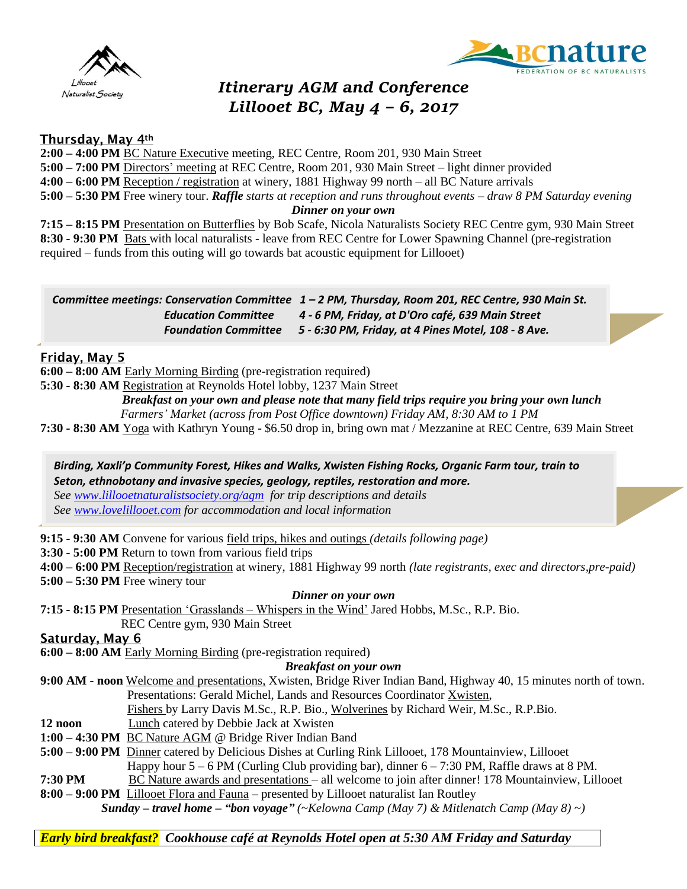Lillooet Naturalist Society

BCnature FEDERATION OF BC NATURALISTS

# *Itinerary AGM and Conference Lillooet BC, May 4 – 6, 2017*

## Thursday, May 4th

**2:00 – 4:00 PM** BC Nature Executive meeting, REC Centre, Room 201, 930 Main Street
**5:00 – 7:00 PM** Directors' meeting at REC Centre, Room 201, 930 Main Street – light dinner provided
**4:00 – 6:00 PM** Reception / registration at winery, 1881 Highway 99 north – all BC Nature arrivals
**5:00 – 5:30 PM** Free winery tour. ***Raffle*** *starts at reception and runs throughout events – draw 8 PM Saturday evening*

***Dinner on your own***

**7:15 – 8:15 PM** Presentation on Butterflies by Bob Scafe, Nicola Naturalists Society REC Centre gym, 930 Main Street
**8:30 - 9:30 PM** Bats with local naturalists - leave from REC Centre for Lower Spawning Channel (pre-registration required – funds from this outing will go towards bat acoustic equipment for Lillooet)

***Committee meetings: Conservation Committee 1 – 2 PM, Thursday, Room 201, REC Centre, 930 Main St.***
***Education Committee 4 - 6 PM, Friday, at D'Oro café, 639 Main Street***
***Foundation Committee 5 - 6:30 PM, Friday, at 4 Pines Motel, 108 - 8 Ave.***

## Friday, May 5

**6:00 – 8:00 AM** Early Morning Birding (pre-registration required)
**5:30 - 8:30 AM** Registration at Reynolds Hotel lobby, 1237 Main Street

***Breakfast on your own and please note that many field trips require you bring your own lunch***
*Farmers' Market (across from Post Office downtown) Friday AM, 8:30 AM to 1 PM*

**7:30 - 8:30 AM** Yoga with Kathryn Young - $6.50 drop in, bring own mat / Mezzanine at REC Centre, 639 Main Street

***Birding, Xaxli'p Community Forest, Hikes and Walks, Xwisten Fishing Rocks, Organic Farm tour, train to Seton, ethnobotany and invasive species, geology, reptiles, restoration and more.***
*See www.lillooetnaturalistsociety.org/agm for trip descriptions and details*
*See www.lovelillooet.com for accommodation and local information*

**9:15 - 9:30 AM** Convene for various field trips, hikes and outings *(details following page)*
**3:30 - 5:00 PM** Return to town from various field trips
**4:00 – 6:00 PM** Reception/registration at winery, 1881 Highway 99 north *(late registrants, exec and directors,pre-paid)*
**5:00 – 5:30 PM** Free winery tour

***Dinner on your own***

**7:15 - 8:15 PM** Presentation 'Grasslands – Whispers in the Wind' Jared Hobbs, M.Sc., R.P. Bio.
REC Centre gym, 930 Main Street

## Saturday, May 6

**6:00 – 8:00 AM** Early Morning Birding (pre-registration required)

***Breakfast on your own***

**9:00 AM - noon** Welcome and presentations, Xwisten, Bridge River Indian Band, Highway 40, 15 minutes north of town.
Presentations: Gerald Michel, Lands and Resources Coordinator Xwisten,
Fishers by Larry Davis M.Sc., R.P. Bio., Wolverines by Richard Weir, M.Sc., R.P.Bio.
**12 noon** Lunch catered by Debbie Jack at Xwisten
**1:00 – 4:30 PM** BC Nature AGM @ Bridge River Indian Band
**5:00 – 9:00 PM** Dinner catered by Delicious Dishes at Curling Rink Lillooet, 178 Mountainview, Lillooet
Happy hour 5 – 6 PM (Curling Club providing bar), dinner 6 – 7:30 PM, Raffle draws at 8 PM.
**7:30 PM** BC Nature awards and presentations – all welcome to join after dinner! 178 Mountainview, Lillooet
**8:00 – 9:00 PM** Lillooet Flora and Fauna – presented by Lillooet naturalist Ian Routley

***Sunday – travel home – "bon voyage"*** *(~Kelowna Camp (May 7) & Mitlenatch Camp (May 8) ~)*

***Early bird breakfast? Cookhouse café at Reynolds Hotel open at 5:30 AM Friday and Saturday***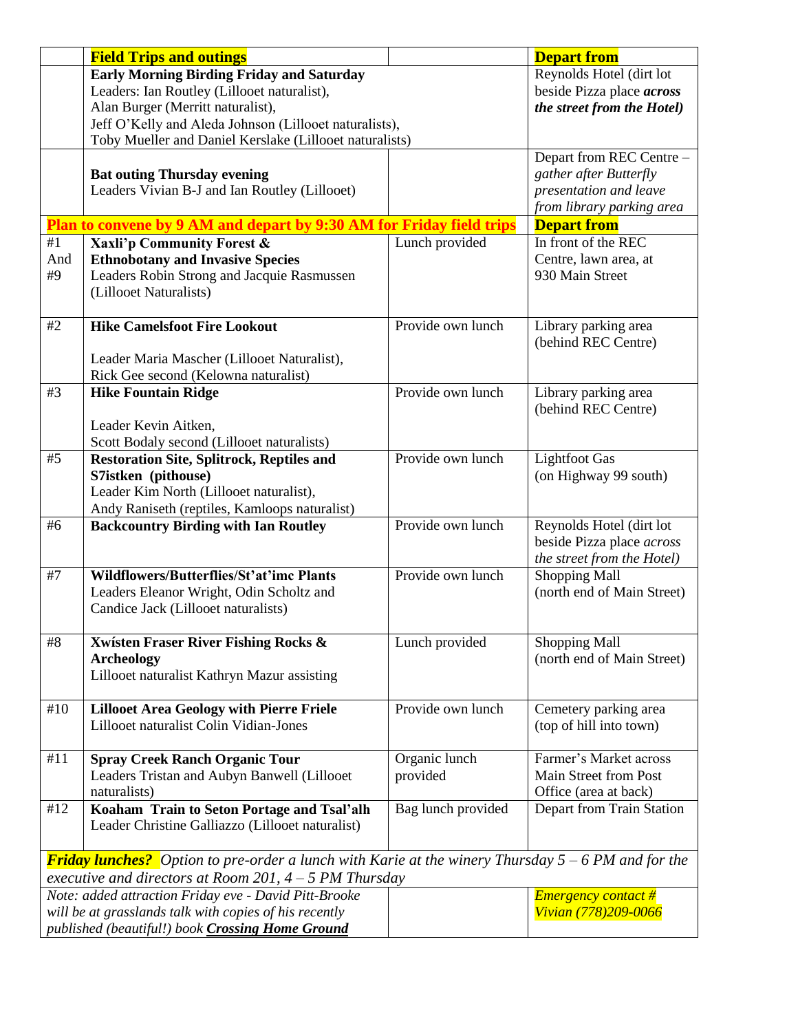| | **Field Trips and outings** | | **Depart from** |
|---|---|---|---|
| | **Early Morning Birding Friday and Saturday**<br>Leaders: Ian Routley (Lillooet naturalist),<br>Alan Burger (Merritt naturalist),<br>Jeff O'Kelly and Aleda Johnson (Lillooet naturalists),<br>Toby Mueller and Daniel Kerslake (Lillooet naturalists) | | Reynolds Hotel (dirt lot beside Pizza place ***across the street from the Hotel)*** |
| | **Bat outing Thursday evening**<br>Leaders Vivian B-J and Ian Routley (Lillooet) | | Depart from REC Centre – *gather after Butterfly presentation and leave from library parking area* |
| **Plan to convene by 9 AM and depart by 9:30 AM for Friday field trips** | | | **Depart from** |
| #1 And #9 | **Xaxli'p Community Forest & Ethnobotany and Invasive Species**<br>Leaders Robin Strong and Jacquie Rasmussen (Lillooet Naturalists) | Lunch provided | In front of the REC Centre, lawn area, at 930 Main Street |
| #2 | **Hike Camelsfoot Fire Lookout**<br><br>Leader Maria Mascher (Lillooet Naturalist),<br>Rick Gee second (Kelowna naturalist) | Provide own lunch | Library parking area (behind REC Centre) |
| #3 | **Hike Fountain Ridge**<br><br>Leader Kevin Aitken,<br>Scott Bodaly second (Lillooet naturalists) | Provide own lunch | Library parking area (behind REC Centre) |
| #5 | **Restoration Site, Splitrock, Reptiles and S7istken (pithouse)**<br>Leader Kim North (Lillooet naturalist),<br>Andy Raniseth (reptiles, Kamloops naturalist) | Provide own lunch | Lightfoot Gas (on Highway 99 south) |
| #6 | **Backcountry Birding with Ian Routley** | Provide own lunch | Reynolds Hotel (dirt lot beside Pizza place *across the street from the Hotel)* |
| #7 | **Wildflowers/Butterflies/St'at'imc Plants**<br>Leaders Eleanor Wright, Odin Scholtz and Candice Jack (Lillooet naturalists) | Provide own lunch | Shopping Mall (north end of Main Street) |
| #8 | **Xwísten Fraser River Fishing Rocks & Archeology**<br>Lillooet naturalist Kathryn Mazur assisting | Lunch provided | Shopping Mall (north end of Main Street) |
| #10 | **Lillooet Area Geology with Pierre Friele**<br>Lillooet naturalist Colin Vidian-Jones | Provide own lunch | Cemetery parking area (top of hill into town) |
| #11 | **Spray Creek Ranch Organic Tour**<br>Leaders Tristan and Aubyn Banwell (Lillooet naturalists) | Organic lunch provided | Farmer's Market across Main Street from Post Office (area at back) |
| #12 | **Koaham Train to Seton Portage and Tsal'alh**<br>Leader Christine Galliazzo (Lillooet naturalist) | Bag lunch provided | Depart from Train Station |
| ***Friday lunches?*** *Option to pre-order a lunch with Karie at the winery Thursday 5 – 6 PM and for the executive and directors at Room 201, 4 – 5 PM Thursday* | | | |
| *Note: added attraction Friday eve - David Pitt-Brooke will be at grasslands talk with copies of his recently published (beautiful!) book **Crossing Home Ground*** | | | *Emergency contact # Vivian (778)209-0066* |